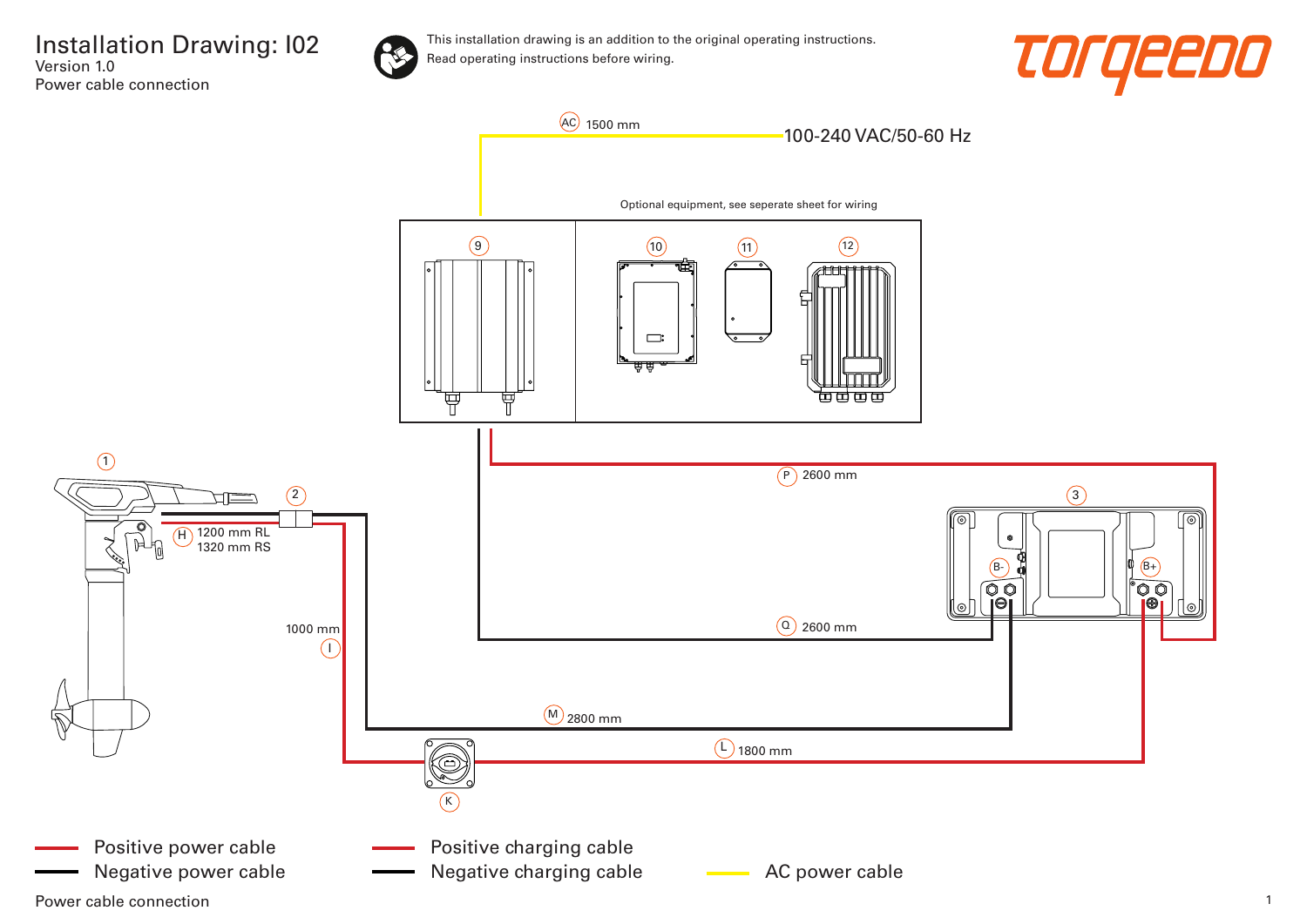# Installation Drawing: I02

Version 1.0

Power cable connection

This installation drawing is an addition to the original operating instructions.
Read operating instructions before wiring.

torqeedo

AC 1500 mm

100-240 VAC/50-60 Hz

Optional equipment, see seperate sheet for wiring

9

10

11

12

1

2

H 1200 mm RL
1320 mm RS

P 2600 mm

3

B-

B+

1000 mm
I

Q 2600 mm

M 2800 mm

L 1800 mm

K

Positive power cable
Negative power cable

Positive charging cable
Negative charging cable

AC power cable

Power cable connection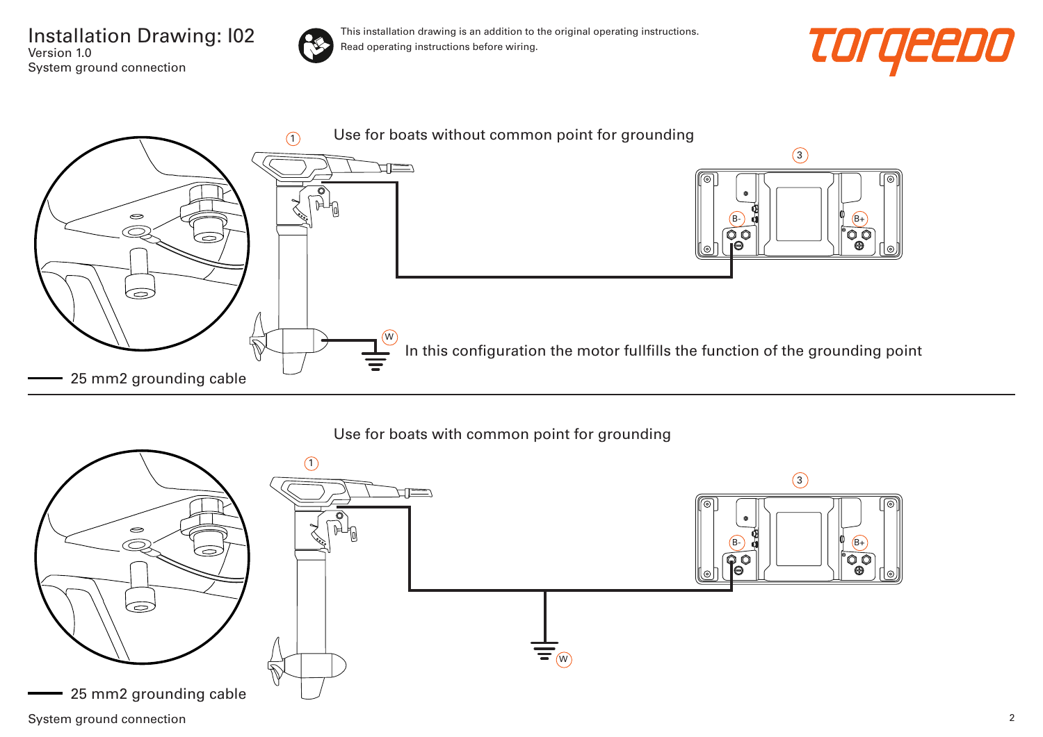# Installation Drawing: I02

Version 1.0

System ground connection

This installation drawing is an addition to the original operating instructions.
Read operating instructions before wiring.

torqeedo

## Use for boats without common point for grounding

1

3

B-

B+

W

In this configuration the motor fullfills the function of the grounding point

25 mm2 grounding cable

## Use for boats with common point for grounding

1

3

B-

B+

W

25 mm2 grounding cable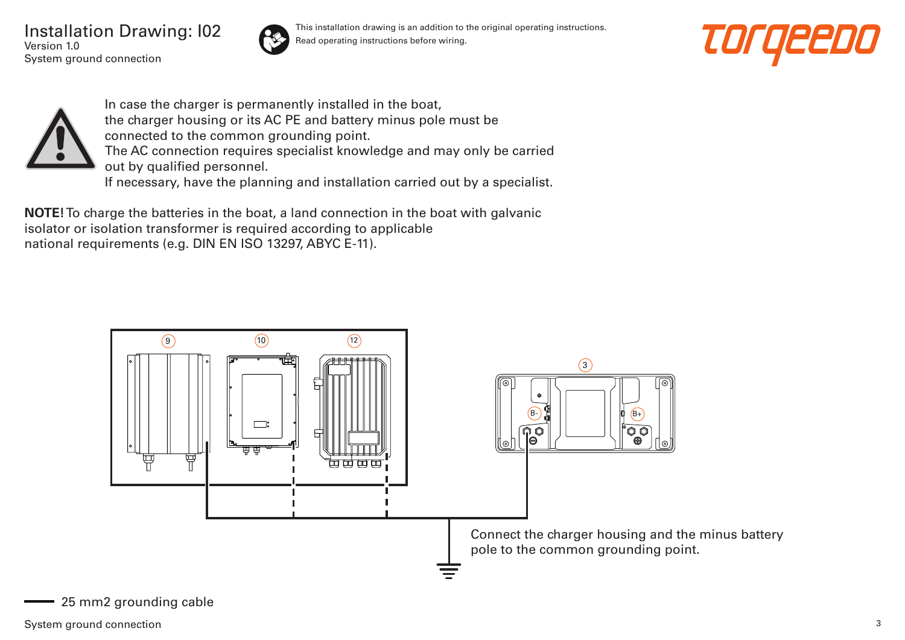# Installation Drawing: I02

Version 1.0
System ground connection

This installation drawing is an addition to the original operating instructions.
Read operating instructions before wiring.

In case the charger is permanently installed in the boat, the charger housing or its AC PE and battery minus pole must be connected to the common grounding point.
The AC connection requires specialist knowledge and may only be carried out by qualified personnel.
If necessary, have the planning and installation carried out by a specialist.

**NOTE!** To charge the batteries in the boat, a land connection in the boat with galvanic isolator or isolation transformer is required according to applicable national requirements (e.g. DIN EN ISO 13297, ABYC E-11).

9 10 12 3

B- B+

Connect the charger housing and the minus battery pole to the common grounding point.

25 mm2 grounding cable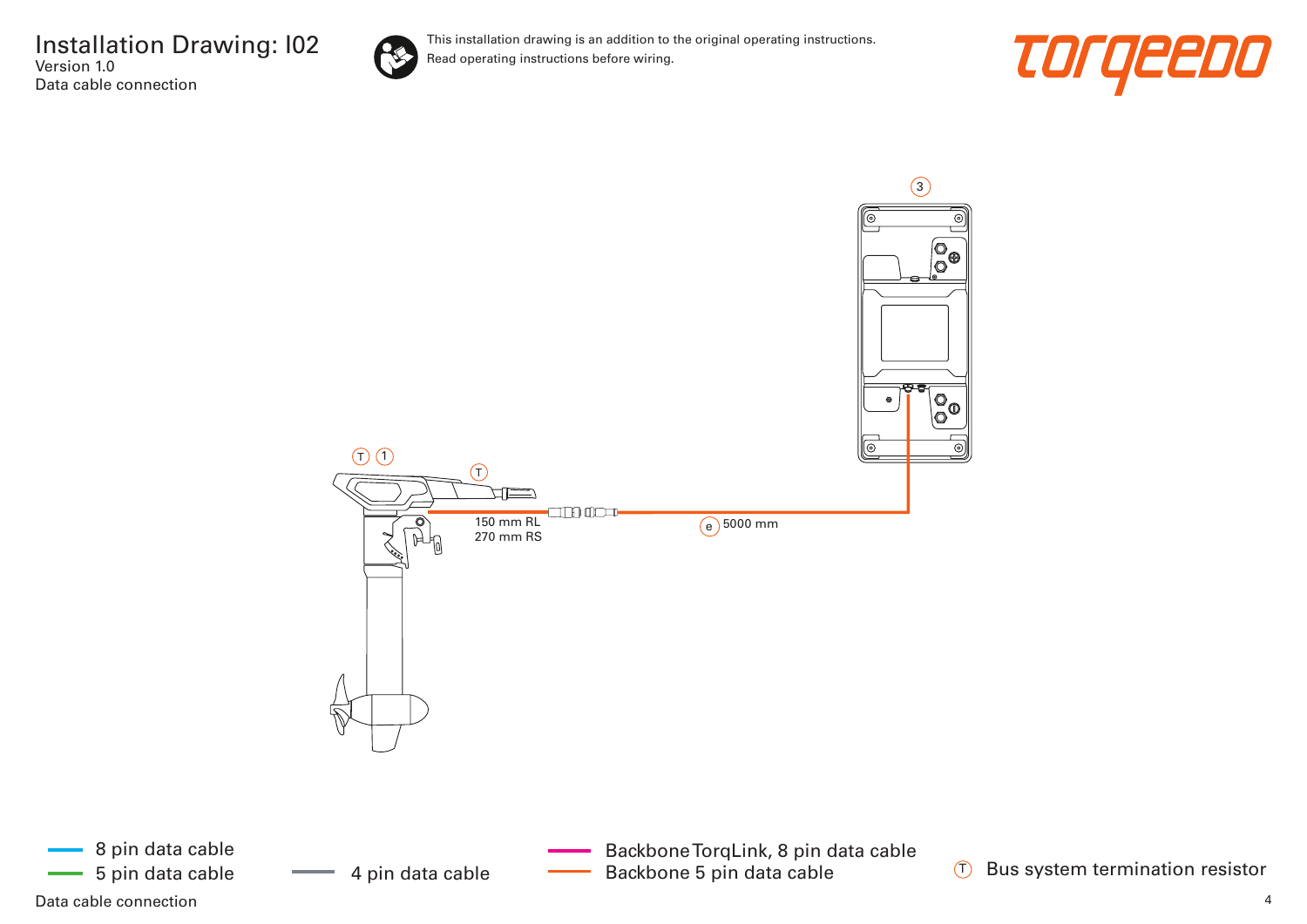# Installation Drawing: I02

Version 1.0

Data cable connection

This installation drawing is an addition to the original operating instructions.
Read operating instructions before wiring.

torqeedo

3

T 1

T

150 mm RL
270 mm RS

e 5000 mm

- 8 pin data cable
- 5 pin data cable
- 4 pin data cable
- Backbone TorqLink, 8 pin data cable
- Backbone 5 pin data cable
- T Bus system termination resistor

Data cable connection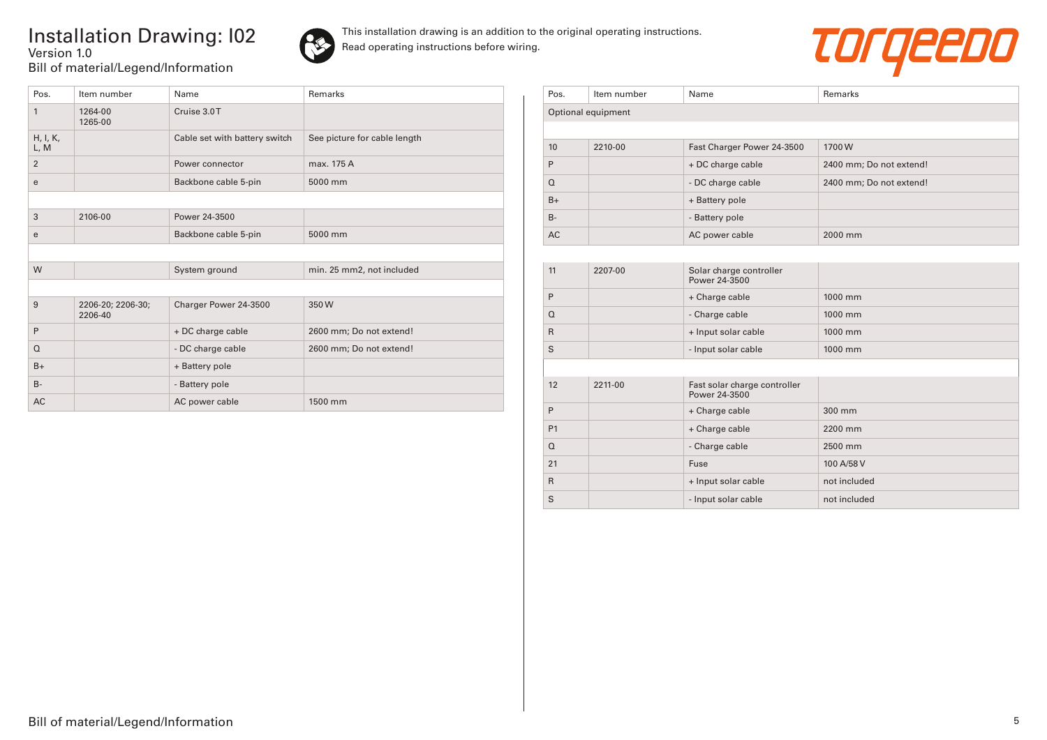# Installation Drawing: I02

Version 1.0

Bill of material/Legend/Information

This installation drawing is an addition to the original operating instructions. Read operating instructions before wiring.

| Pos. | Item number | Name | Remarks |
|---|---|---|---|
| 1 | 1264-00 1265-00 | Cruise 3.0 T | |
| H, I, K, L, M | | Cable set with battery switch | See picture for cable length |
| 2 | | Power connector | max. 175 A |
| e | | Backbone cable 5-pin | 5000 mm |
| | | | |
| 3 | 2106-00 | Power 24-3500 | |
| e | | Backbone cable 5-pin | 5000 mm |
| | | | |
| W | | System ground | min. 25 mm2, not included |
| | | | |
| 9 | 2206-20; 2206-30; 2206-40 | Charger Power 24-3500 | 350 W |
| P | | + DC charge cable | 2600 mm; Do not extend! |
| Q | | - DC charge cable | 2600 mm; Do not extend! |
| B+ | | + Battery pole | |
| B- | | - Battery pole | |
| AC | | AC power cable | 1500 mm |

| Pos. | Item number | Name | Remarks |
|---|---|---|---|
| Optional equipment | | | |
| | | | |
| 10 | 2210-00 | Fast Charger Power 24-3500 | 1700 W |
| P | | + DC charge cable | 2400 mm; Do not extend! |
| Q | | - DC charge cable | 2400 mm; Do not extend! |
| B+ | | + Battery pole | |
| B- | | - Battery pole | |
| AC | | AC power cable | 2000 mm |
| | | | |
| 11 | 2207-00 | Solar charge controller Power 24-3500 | |
| P | | + Charge cable | 1000 mm |
| Q | | - Charge cable | 1000 mm |
| R | | + Input solar cable | 1000 mm |
| S | | - Input solar cable | 1000 mm |
| | | | |
| 12 | 2211-00 | Fast solar charge controller Power 24-3500 | |
| P | | + Charge cable | 300 mm |
| P1 | | + Charge cable | 2200 mm |
| Q | | - Charge cable | 2500 mm |
| 21 | | Fuse | 100 A/58 V |
| R | | + Input solar cable | not included |
| S | | - Input solar cable | not included |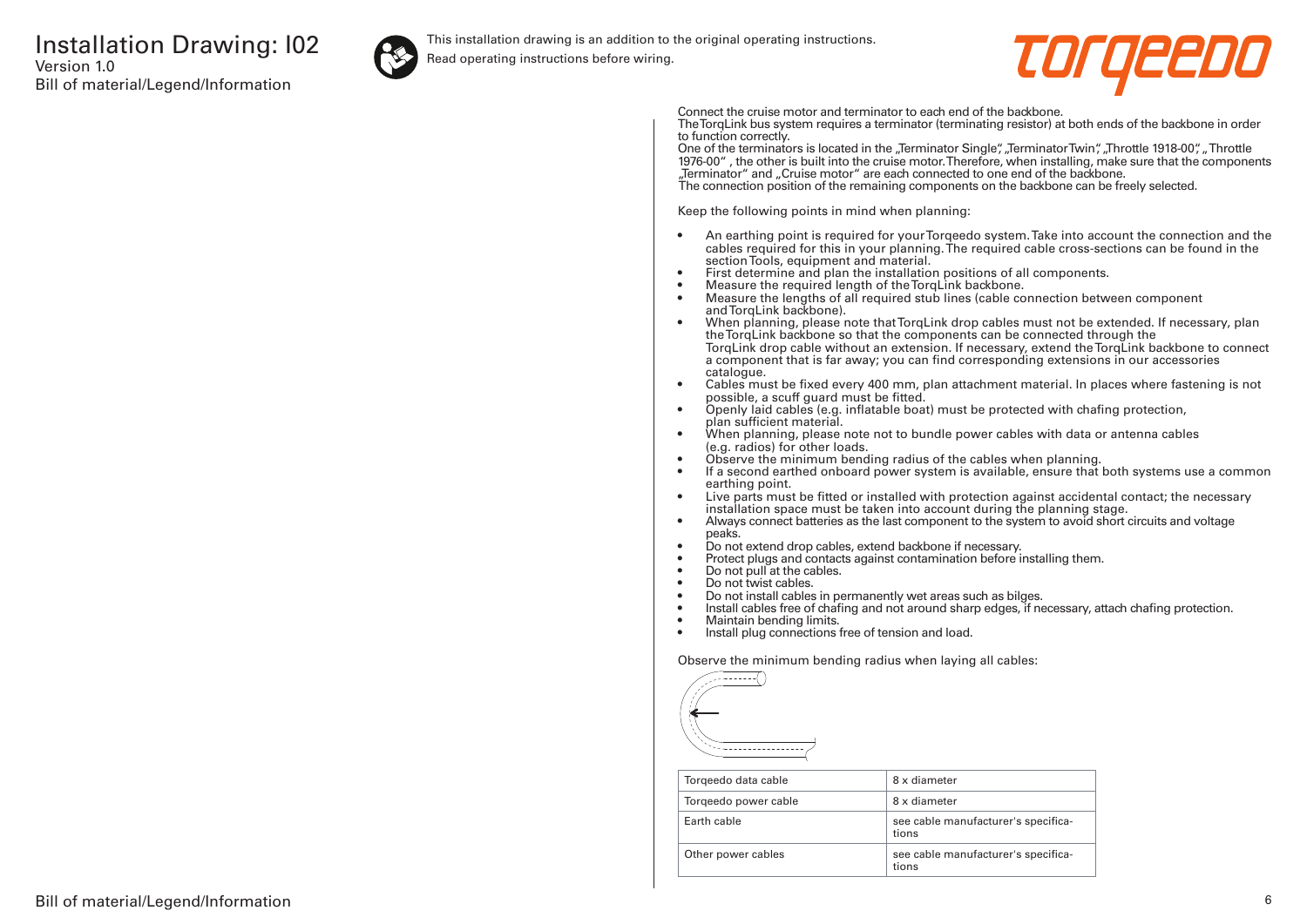# Installation Drawing: I02

Version 1.0

Bill of material/Legend/Information

This installation drawing is an addition to the original operating instructions.
Read operating instructions before wiring.

Connect the cruise motor and terminator to each end of the backbone.
The TorqLink bus system requires a terminator (terminating resistor) at both ends of the backbone in order to function correctly.
One of the terminators is located in the „Terminator Single", „Terminator Twin", „Throttle 1918-00", „Throttle 1976-00" , the other is built into the cruise motor. Therefore, when installing, make sure that the components „Terminator" and „Cruise motor" are each connected to one end of the backbone.
The connection position of the remaining components on the backbone can be freely selected.

Keep the following points in mind when planning:

- An earthing point is required for your Torqeedo system. Take into account the connection and the cables required for this in your planning. The required cable cross-sections can be found in the section Tools, equipment and material.
- First determine and plan the installation positions of all components.
- Measure the required length of the TorqLink backbone.
- Measure the lengths of all required stub lines (cable connection between component and TorqLink backbone).
- When planning, please note that TorqLink drop cables must not be extended. If necessary, plan the TorqLink backbone so that the components can be connected through the TorqLink drop cable without an extension. If necessary, extend the TorqLink backbone to connect a component that is far away; you can find corresponding extensions in our accessories catalogue.
- Cables must be fixed every 400 mm, plan attachment material. In places where fastening is not possible, a scuff guard must be fitted.
- Openly laid cables (e.g. inflatable boat) must be protected with chafing protection, plan sufficient material.
- When planning, please note not to bundle power cables with data or antenna cables (e.g. radios) for other loads.
- Observe the minimum bending radius of the cables when planning.
- If a second earthed onboard power system is available, ensure that both systems use a common earthing point.
- Live parts must be fitted or installed with protection against accidental contact; the necessary installation space must be taken into account during the planning stage.
- Always connect batteries as the last component to the system to avoid short circuits and voltage peaks.
- Do not extend drop cables, extend backbone if necessary.
- Protect plugs and contacts against contamination before installing them.
- Do not pull at the cables.
- Do not twist cables.
- Do not install cables in permanently wet areas such as bilges.
- Install cables free of chafing and not around sharp edges, if necessary, attach chafing protection.
- Maintain bending limits.
- Install plug connections free of tension and load.

Observe the minimum bending radius when laying all cables:

| Torqeedo data cable | 8 x diameter |
|---|---|
| Torqeedo power cable | 8 x diameter |
| Earth cable | see cable manufacturer's specifications |
| Other power cables | see cable manufacturer's specifications |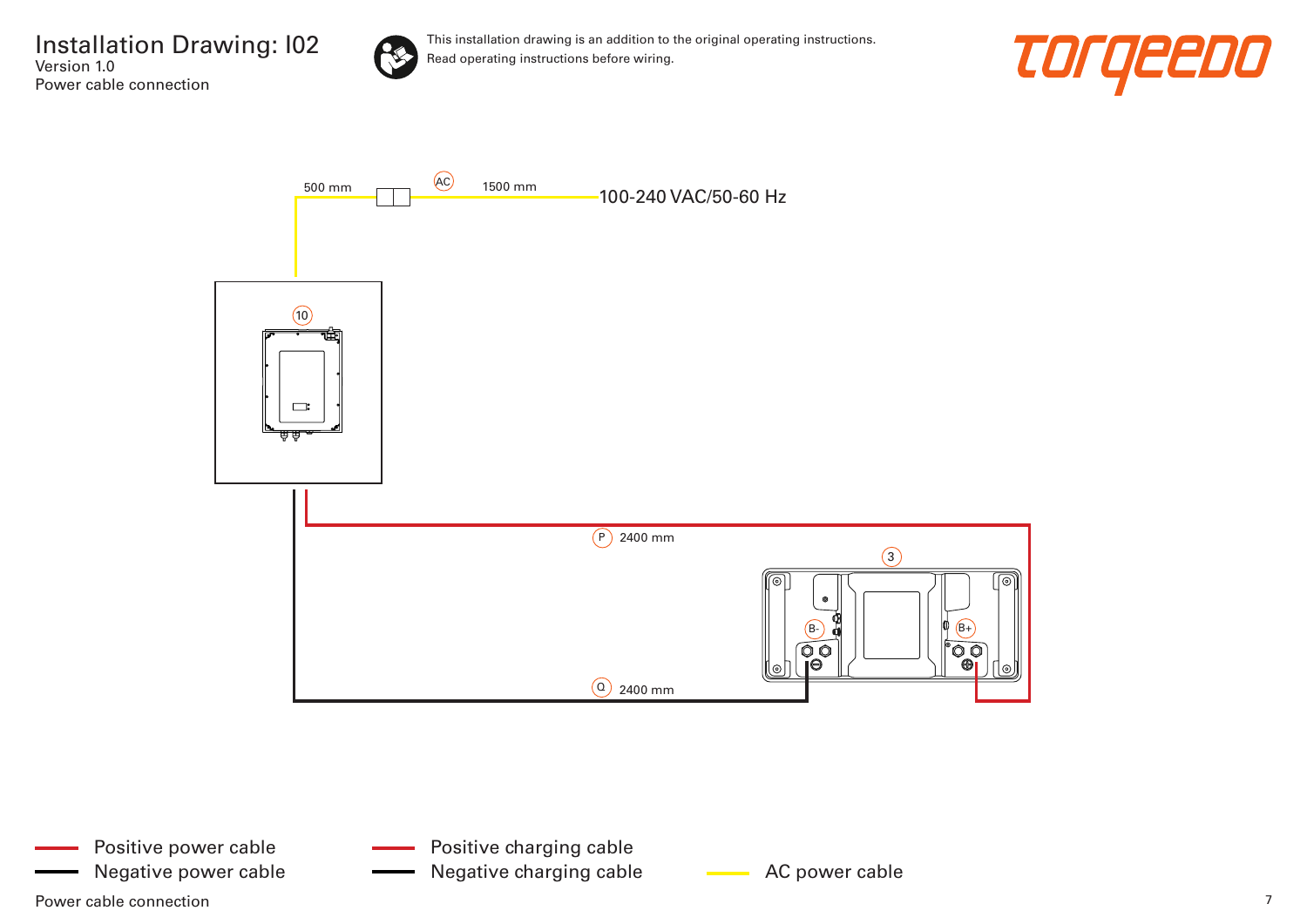# Installation Drawing: I02

Version 1.0

Power cable connection

This installation drawing is an addition to the original operating instructions.
Read operating instructions before wiring.

torqeedo

500 mm

AC

1500 mm

100-240 VAC/50-60 Hz

10

P 2400 mm

3

B-

B+

Q 2400 mm

Positive power cable

Negative power cable

Positive charging cable

Negative charging cable

AC power cable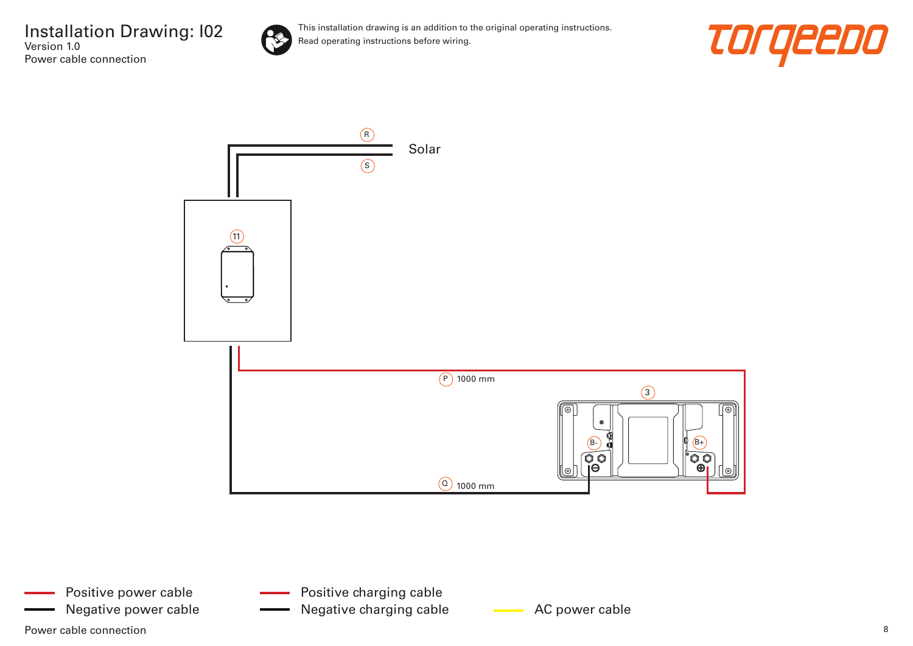# Installation Drawing: I02

Version 1.0

Power cable connection

This installation drawing is an addition to the original operating instructions.
Read operating instructions before wiring.

torqeedo

R

Solar

S

11

P 1000 mm

3

B-

B+

Q 1000 mm

Positive power cable

Negative power cable

Positive charging cable

Negative charging cable

AC power cable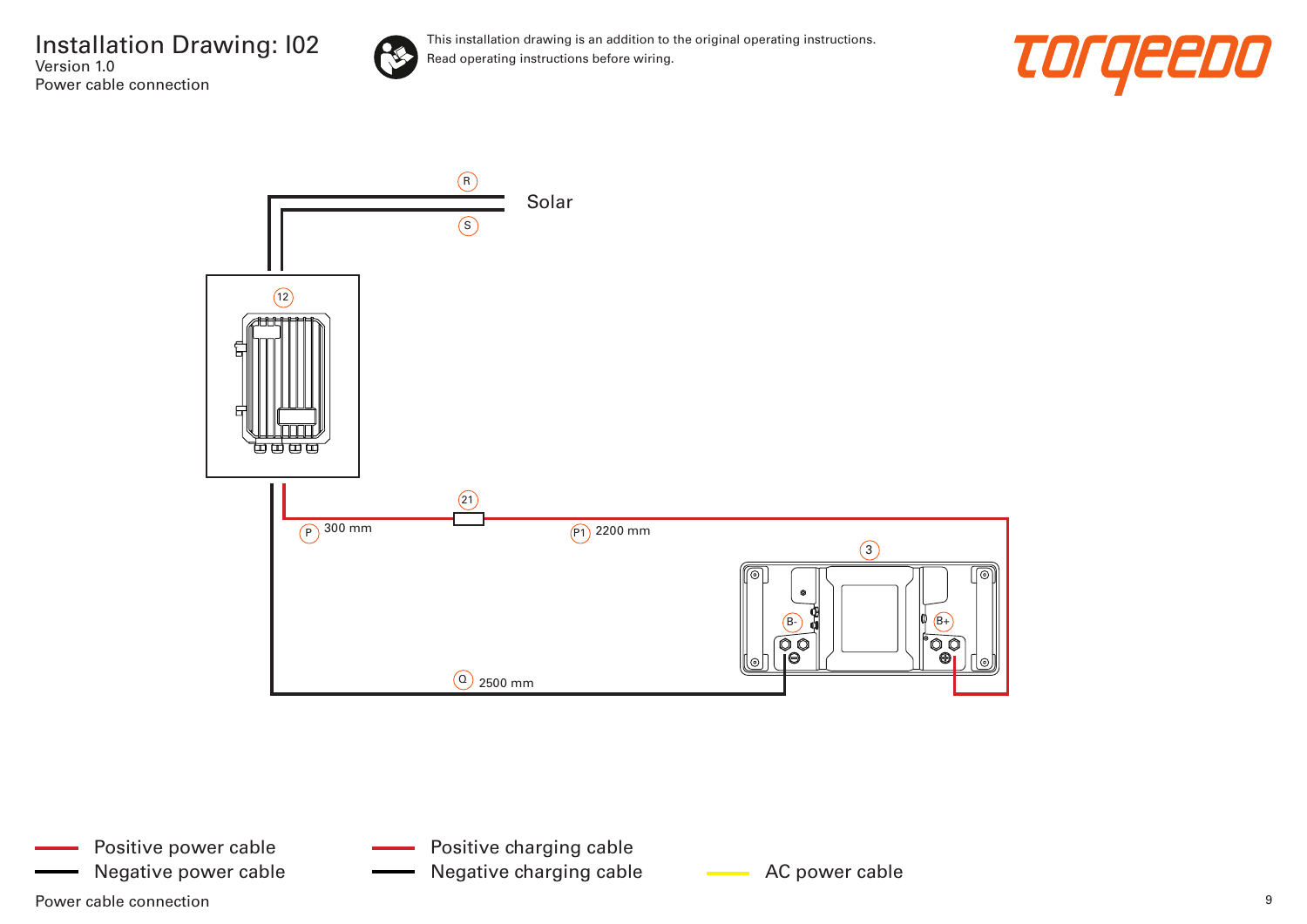# Installation Drawing: I02

Version 1.0

Power cable connection

This installation drawing is an addition to the original operating instructions.
Read operating instructions before wiring.

torqeedo

R

S

Solar

12

21

P 300 mm

P1 2200 mm

3

B-

B+

Q 2500 mm

Positive power cable

Negative power cable

Positive charging cable

Negative charging cable

AC power cable